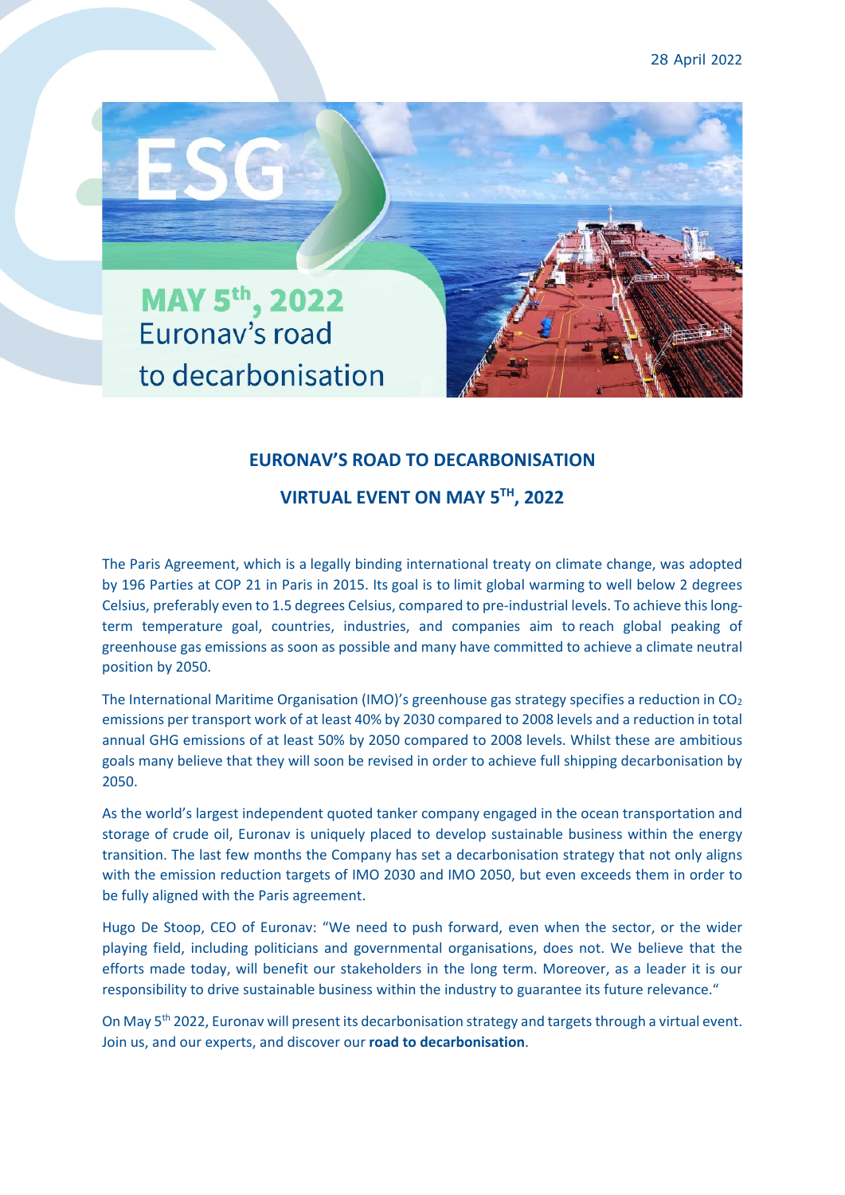28 April 2022

# EURONAV'S ROAD TO DECARBONISATION

## VIRTUAL EVENT ON MAY 5TH, 2022

The Paris Agreement, which is a legally binding international treaty on climate change, was adopted by 196 Parties at COP 21 in Paris in 2015. Its goal is to limit global warming to well below 2 degrees Celsius, preferably even to 1.5 degrees Celsius, compared to pre-industrial levels. To achieve this long-term temperature goal, countries, industries, and companies aim to reach global peaking of greenhouse gas emissions as soon as possible and many have committed to achieve a climate neutral position by 2050.

The International Maritime Organisation (IMO)'s greenhouse gas strategy specifies a reduction in $CO_2$ emissions per transport work of at least 40% by 2030 compared to 2008 levels and a reduction in total annual GHG emissions of at least 50% by 2050 compared to 2008 levels. Whilst these are ambitious goals many believe that they will soon be revised in order to achieve full shipping decarbonisation by 2050.

As the world's largest independent quoted tanker company engaged in the ocean transportation and storage of crude oil, Euronav is uniquely placed to develop sustainable business within the energy transition. The last few months the Company has set a decarbonisation strategy that not only aligns with the emission reduction targets of IMO 2030 and IMO 2050, but even exceeds them in order to be fully aligned with the Paris agreement.

Hugo De Stoop, CEO of Euronav: "We need to push forward, even when the sector, or the wider playing field, including politicians and governmental organisations, does not. We believe that the efforts made today, will benefit our stakeholders in the long term. Moreover, as a leader it is our responsibility to drive sustainable business within the industry to guarantee its future relevance."

On May 5th 2022, Euronav will present its decarbonisation strategy and targets through a virtual event. Join us, and our experts, and discover our **road to decarbonisation**.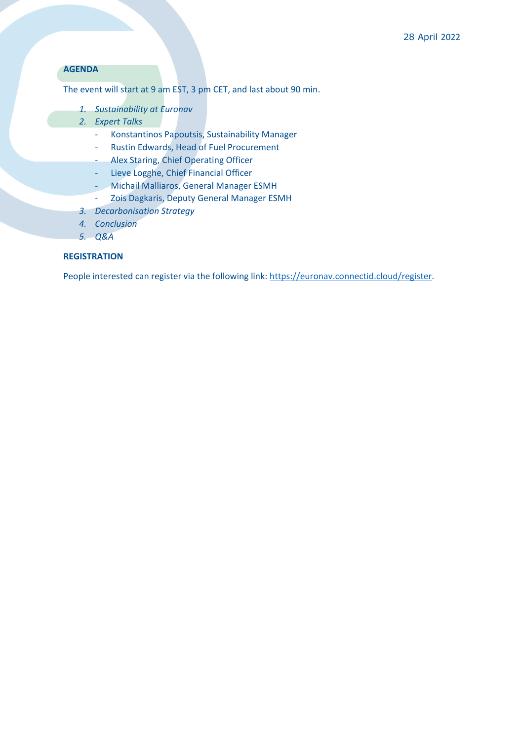28 April 2022

**AGENDA**

The event will start at 9 am EST, 3 pm CET, and last about 90 min.

1. *Sustainability at Euronav*
2. *Expert Talks*
   - Konstantinos Papoutsis, Sustainability Manager
   - Rustin Edwards, Head of Fuel Procurement
   - Alex Staring, Chief Operating Officer
   - Lieve Logghe, Chief Financial Officer
   - Michail Malliaros, General Manager ESMH
   - Zois Dagkaris, Deputy General Manager ESMH
3. *Decarbonisation Strategy*
4. *Conclusion*
5. *Q&A*

**REGISTRATION**

People interested can register via the following link: [https://euronav.connectid.cloud/register](https://euronav.connectid.cloud/register).